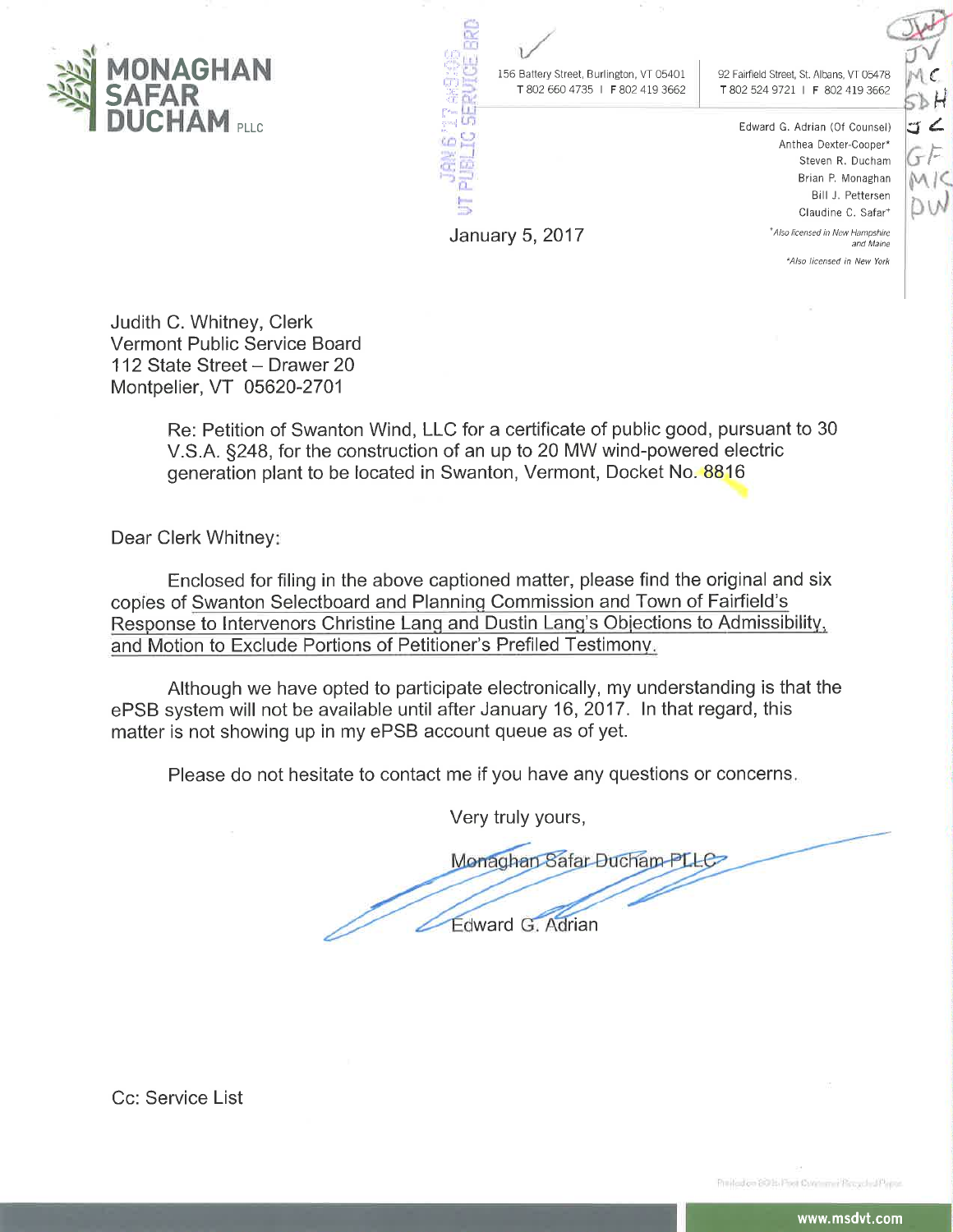**MONAGHAN SAFAR DUCHAM** PLLC

156 Battery Street, Burlington, VT 05401
T 802 660 4735 | F 802 419 3662

92 Fairfield Street, St. Albans, VT 05478
T 802 524 9721 | F 802 419 3662

Edward G. Adrian (Of Counsel)
Anthea Dexter-Cooper*
Steven R. Ducham
Brian P. Monaghan
Bill J. Pettersen
Claudine C. Safar+

*Also licensed in New Hampshire and Maine
+Also licensed in New York

JAN 6 '17 AM9:05
VT PUBLIC SERVICE BRD

January 5, 2017

Judith C. Whitney, Clerk
Vermont Public Service Board
112 State Street – Drawer 20
Montpelier, VT 05620-2701

Re: Petition of Swanton Wind, LLC for a certificate of public good, pursuant to 30 V.S.A. §248, for the construction of an up to 20 MW wind-powered electric generation plant to be located in Swanton, Vermont, Docket No. 8816

Dear Clerk Whitney:

Enclosed for filing in the above captioned matter, please find the original and six copies of Swanton Selectboard and Planning Commission and Town of Fairfield's Response to Intervenors Christine Lang and Dustin Lang's Objections to Admissibility, and Motion to Exclude Portions of Petitioner's Prefiled Testimony.

Although we have opted to participate electronically, my understanding is that the ePSB system will not be available until after January 16, 2017. In that regard, this matter is not showing up in my ePSB account queue as of yet.

Please do not hesitate to contact me if you have any questions or concerns.

Very truly yours,

Monaghan Safar Ducham PLLC

Edward G. Adrian

Cc: Service List

www.msdvt.com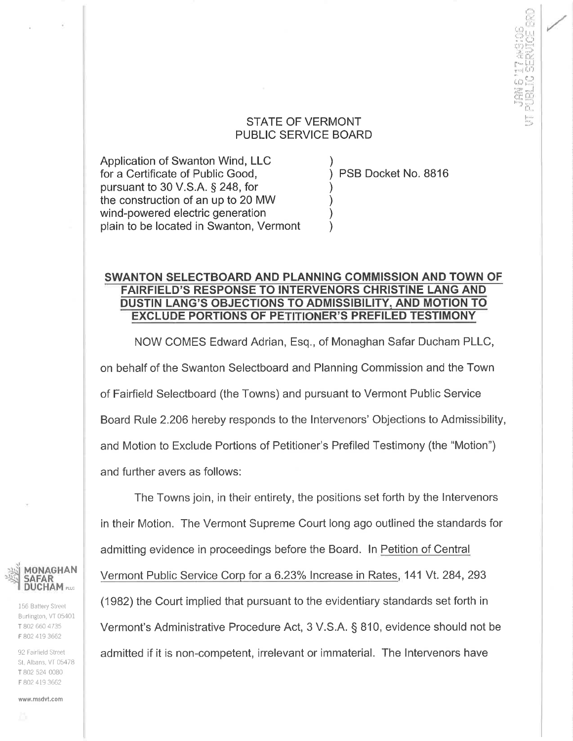# STATE OF VERMONT
# PUBLIC SERVICE BOARD

Application of Swanton Wind, LLC for a Certificate of Public Good, pursuant to 30 V.S.A. § 248, for the construction of an up to 20 MW wind-powered electric generation plain to be located in Swanton, Vermont ) PSB Docket No. 8816

**SWANTON SELECTBOARD AND PLANNING COMMISSION AND TOWN OF FAIRFIELD'S RESPONSE TO INTERVENORS CHRISTINE LANG AND DUSTIN LANG'S OBJECTIONS TO ADMISSIBILITY, AND MOTION TO EXCLUDE PORTIONS OF PETITIONER'S PREFILED TESTIMONY**

NOW COMES Edward Adrian, Esq., of Monaghan Safar Ducham PLLC, on behalf of the Swanton Selectboard and Planning Commission and the Town of Fairfield Selectboard (the Towns) and pursuant to Vermont Public Service Board Rule 2.206 hereby responds to the Intervenors' Objections to Admissibility, and Motion to Exclude Portions of Petitioner's Prefiled Testimony (the "Motion") and further avers as follows:

The Towns join, in their entirety, the positions set forth by the Intervenors in their Motion. The Vermont Supreme Court long ago outlined the standards for admitting evidence in proceedings before the Board. In Petition of Central Vermont Public Service Corp for a 6.23% Increase in Rates, 141 Vt. 284, 293 (1982) the Court implied that pursuant to the evidentiary standards set forth in Vermont's Administrative Procedure Act, 3 V.S.A. § 810, evidence should not be admitted if it is non-competent, irrelevant or immaterial. The Intervenors have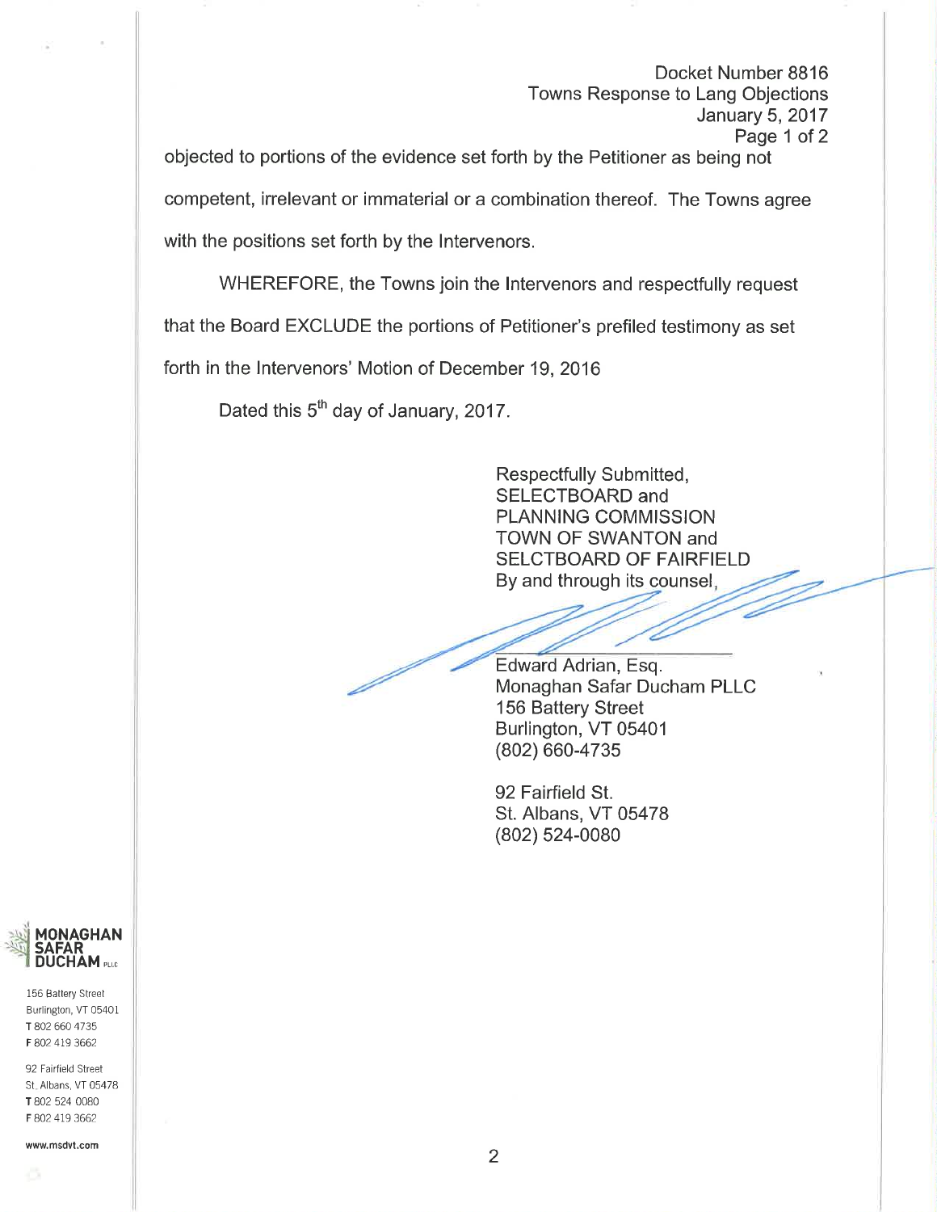objected to portions of the evidence set forth by the Petitioner as being not competent, irrelevant or immaterial or a combination thereof. The Towns agree with the positions set forth by the Intervenors.

WHEREFORE, the Towns join the Intervenors and respectfully request that the Board EXCLUDE the portions of Petitioner's prefiled testimony as set forth in the Intervenors' Motion of December 19, 2016

Dated this 5th day of January, 2017.

Respectfully Submitted,  
SELECTBOARD and  
PLANNING COMMISSION  
TOWN OF SWANTON and  
SELCTBOARD OF FAIRFIELD  
By and through its counsel,

Edward Adrian, Esq.  
Monaghan Safar Ducham PLLC  
156 Battery Street  
Burlington, VT 05401  
(802) 660-4735

92 Fairfield St.  
St. Albans, VT 05478  
(802) 524-0080

MONAGHAN SAFAR DUCHAM PLLC

156 Battery Street  
Burlington, VT 05401  
T 802 660 4735  
F 802 419 3662

92 Fairfield Street  
St. Albans, VT 05478  
T 802 524 0080  
F 802 419 3662

www.msdvt.com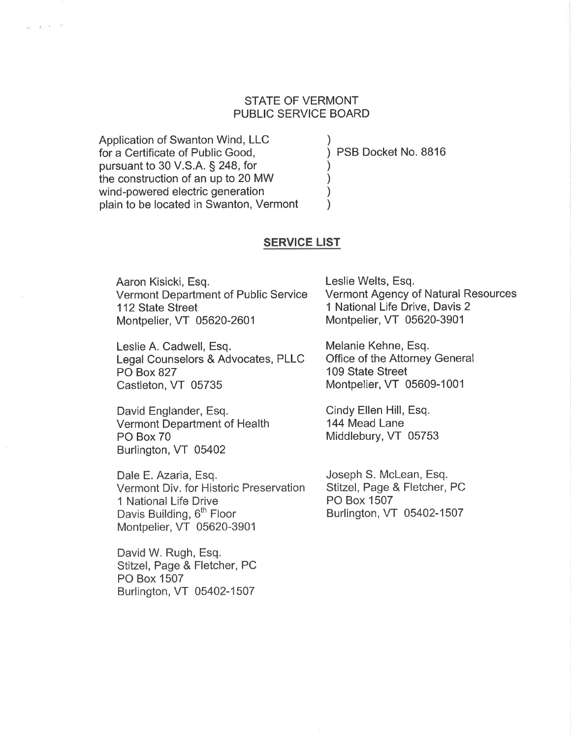STATE OF VERMONT
PUBLIC SERVICE BOARD

Application of Swanton Wind, LLC for a Certificate of Public Good, pursuant to 30 V.S.A. § 248, for the construction of an up to 20 MW wind-powered electric generation plain to be located in Swanton, Vermont

) PSB Docket No. 8816

## SERVICE LIST

Aaron Kisicki, Esq.
Vermont Department of Public Service
112 State Street
Montpelier, VT 05620-2601

Leslie A. Cadwell, Esq.
Legal Counselors & Advocates, PLLC
PO Box 827
Castleton, VT 05735

David Englander, Esq.
Vermont Department of Health
PO Box 70
Burlington, VT 05402

Dale E. Azaria, Esq.
Vermont Div. for Historic Preservation
1 National Life Drive
Davis Building, 6th Floor
Montpelier, VT 05620-3901

David W. Rugh, Esq.
Stitzel, Page & Fletcher, PC
PO Box 1507
Burlington, VT 05402-1507

Leslie Welts, Esq.
Vermont Agency of Natural Resources
1 National Life Drive, Davis 2
Montpelier, VT 05620-3901

Melanie Kehne, Esq.
Office of the Attorney General
109 State Street
Montpelier, VT 05609-1001

Cindy Ellen Hill, Esq.
144 Mead Lane
Middlebury, VT 05753

Joseph S. McLean, Esq.
Stitzel, Page & Fletcher, PC
PO Box 1507
Burlington, VT 05402-1507